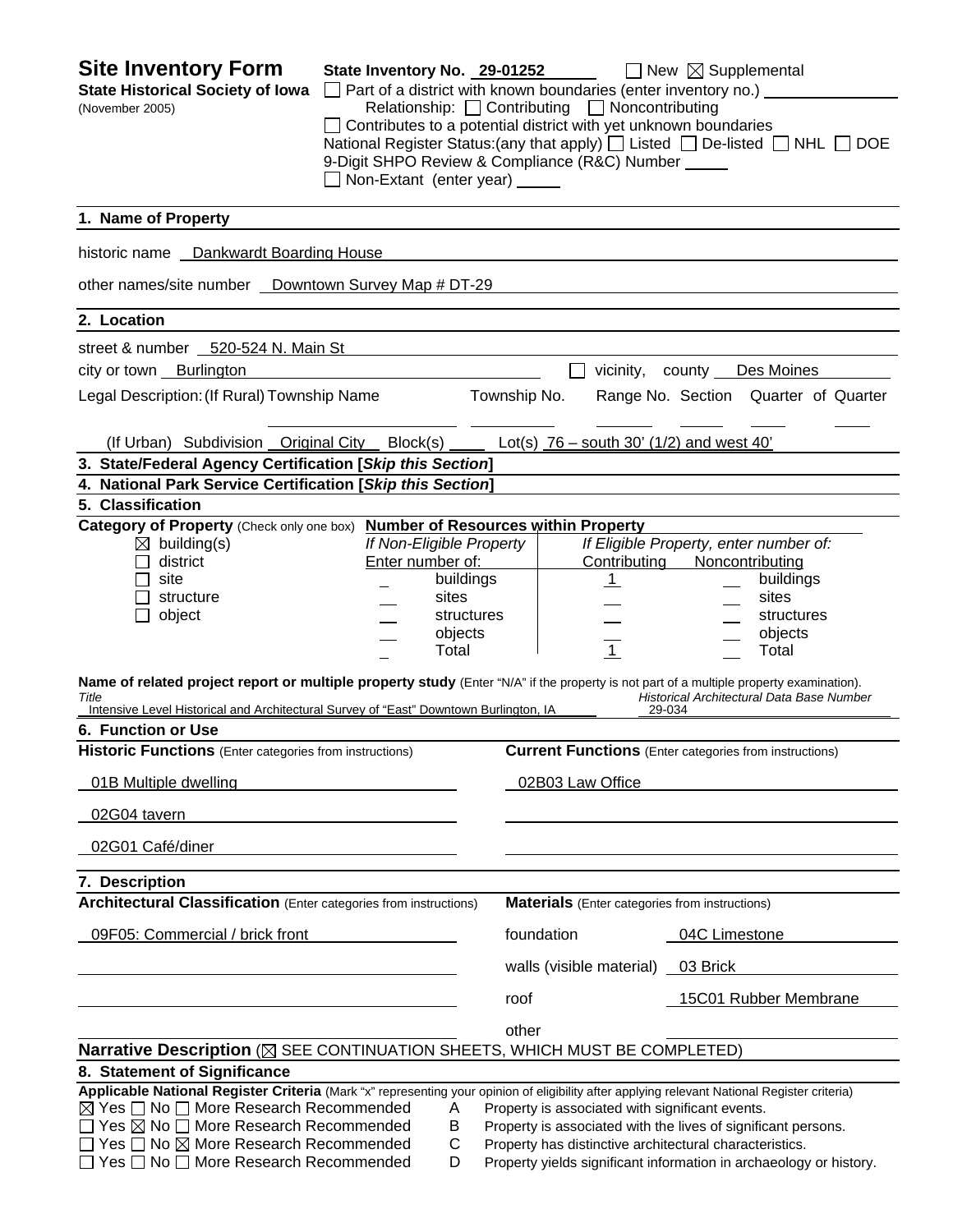# Site Inventory Form

**State Historical Society of Iowa**
(November 2005)

**State Inventory No.** 29-01252 ☐ New ☒ Supplemental

☐ Part of a district with known boundaries (enter inventory no.) ______
Relationship: ☐ Contributing ☐ Noncontributing
☐ Contributes to a potential district with yet unknown boundaries
National Register Status:(any that apply) ☐ Listed ☐ De-listed ☐ NHL ☐ DOE
9-Digit SHPO Review & Compliance (R&C) Number ______
☐ Non-Extant (enter year) ______

## 1. Name of Property

historic name: Dankwardt Boarding House

other names/site number: Downtown Survey Map # DT-29

## 2. Location

street & number: 520-524 N. Main St

city or town: Burlington ☐ vicinity, county: Des Moines

Legal Description: (If Rural) Township Name ______ Township No. ______ Range No. ______ Section ______ Quarter of Quarter ______

(If Urban) Subdivision: Original City Block(s) ______ Lot(s): 76 – south 30' (1/2) and west 40'

## 3. State/Federal Agency Certification [*Skip this Section*]

## 4. National Park Service Certification [*Skip this Section*]

## 5. Classification

**Category of Property** (Check only one box)

☒ building(s)
☐ district
☐ site
☐ structure
☐ object

**Number of Resources within Property**

| If Non-Eligible Property Enter number of: | | If Eligible Property, enter number of: Contributing | Noncontributing | |
|---|---|---|---|---|
| | buildings | 1 | | buildings |
| | sites | | | sites |
| | structures | | | structures |
| | objects | | | objects |
| | Total | 1 | | Total |

**Name of related project report or multiple property study** (Enter "N/A" if the property is not part of a multiple property examination).

| *Title* | *Historical Architectural Data Base Number* |
|---|---|
| Intensive Level Historical and Architectural Survey of "East" Downtown Burlington, IA | 29-034 |

## 6. Function or Use

| **Historic Functions** (Enter categories from instructions) | **Current Functions** (Enter categories from instructions) |
|---|---|
| 01B Multiple dwelling | 02B03 Law Office |
| 02G04 tavern | |
| 02G01 Café/diner | |

## 7. Description

**Architectural Classification** (Enter categories from instructions)

09F05: Commercial / brick front

**Materials** (Enter categories from instructions)

| | |
|---|---|
| foundation | 04C Limestone |
| walls (visible material) | 03 Brick |
| roof | 15C01 Rubber Membrane |
| other | |

**Narrative Description** (☒ SEE CONTINUATION SHEETS, WHICH MUST BE COMPLETED)

## 8. Statement of Significance

**Applicable National Register Criteria** (Mark "x" representing your opinion of eligibility after applying relevant National Register criteria)

| | | |
|---|---|---|
| ☒ Yes ☐ No ☐ More Research Recommended | A | Property is associated with significant events. |
| ☐ Yes ☒ No ☐ More Research Recommended | B | Property is associated with the lives of significant persons. |
| ☐ Yes ☐ No ☒ More Research Recommended | C | Property has distinctive architectural characteristics. |
| ☐ Yes ☐ No ☐ More Research Recommended | D | Property yields significant information in archaeology or history. |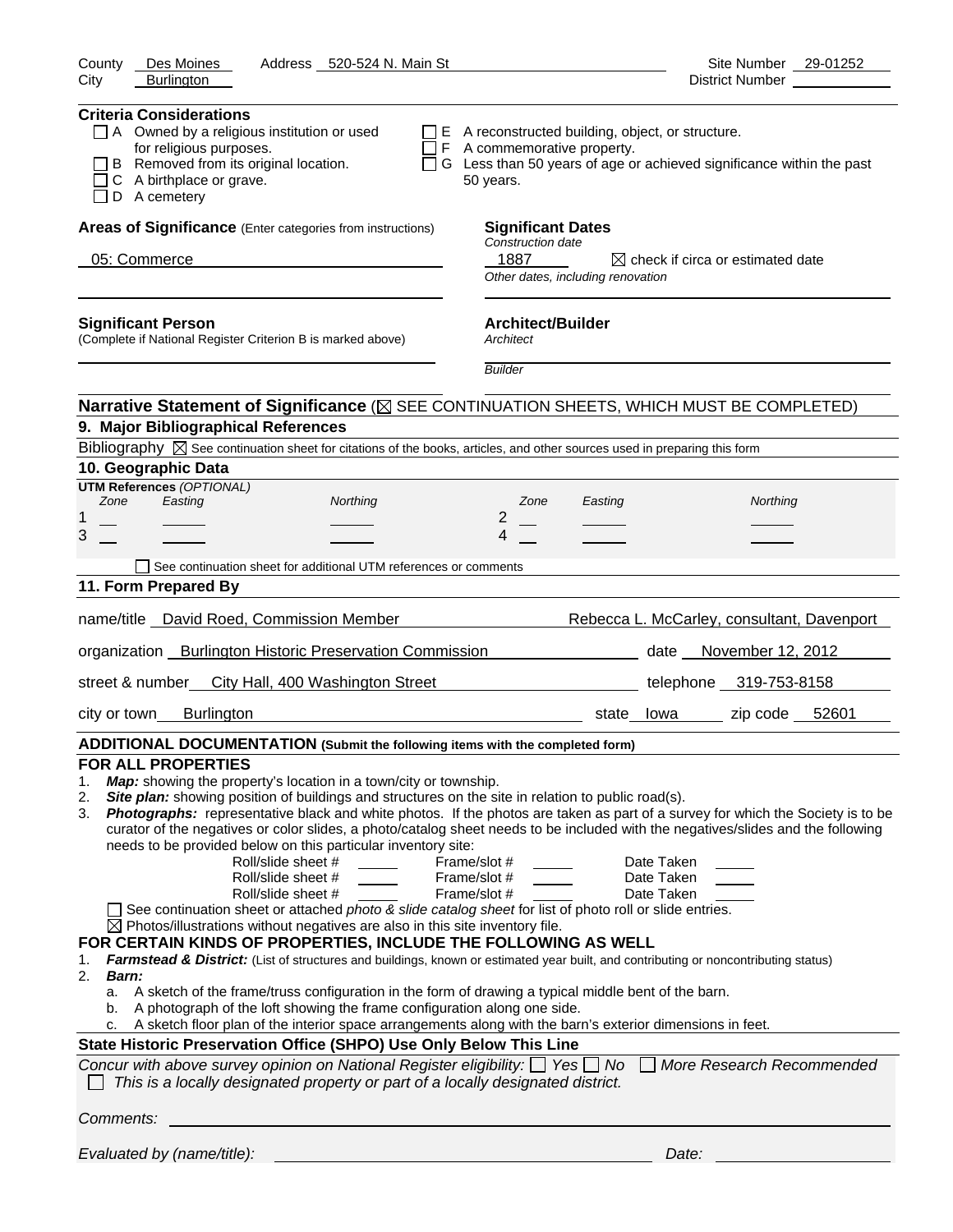County Des Moines Address 520-524 N. Main St Site Number 29-01252
City Burlington District Number

**Criteria Considerations**

- ☐ A Owned by a religious institution or used for religious purposes.
- ☐ B Removed from its original location.
- ☐ C A birthplace or grave.
- ☐ D A cemetery
- ☐ E A reconstructed building, object, or structure.
- ☐ F A commemorative property.
- ☐ G Less than 50 years of age or achieved significance within the past 50 years.

**Areas of Significance** (Enter categories from instructions)

05: Commerce

**Significant Dates**

*Construction date*

1887 ☒ check if circa or estimated date

*Other dates, including renovation*

**Significant Person**

(Complete if National Register Criterion B is marked above)

**Architect/Builder**

*Architect*

*Builder*

**Narrative Statement of Significance** (☒ SEE CONTINUATION SHEETS, WHICH MUST BE COMPLETED)

## 9. Major Bibliographical References

Bibliography ☒ See continuation sheet for citations of the books, articles, and other sources used in preparing this form

## 10. Geographic Data

**UTM References** *(OPTIONAL)*

| | Zone | Easting | Northing | | Zone | Easting | Northing |
|---|---|---|---|---|---|---|---|
| 1 | | | | 2 | | | |
| 3 | | | | 4 | | | |

☐ See continuation sheet for additional UTM references or comments

## 11. Form Prepared By

name/title David Roed, Commission Member Rebecca L. McCarley, consultant, Davenport

organization Burlington Historic Preservation Commission date November 12, 2012

street & number City Hall, 400 Washington Street telephone 319-753-8158

city or town Burlington state Iowa zip code 52601

**ADDITIONAL DOCUMENTATION (Submit the following items with the completed form)**

**FOR ALL PROPERTIES**

1. ***Map:*** showing the property's location in a town/city or township.
2. ***Site plan:*** showing position of buildings and structures on the site in relation to public road(s).
3. ***Photographs:*** representative black and white photos. If the photos are taken as part of a survey for which the Society is to be curator of the negatives or color slides, a photo/catalog sheet needs to be included with the negatives/slides and the following needs to be provided below on this particular inventory site:

Roll/slide sheet # Frame/slot # Date Taken
Roll/slide sheet # Frame/slot # Date Taken
Roll/slide sheet # Frame/slot # Date Taken

☐ See continuation sheet or attached *photo & slide catalog sheet* for list of photo roll or slide entries.
☒ Photos/illustrations without negatives are also in this site inventory file.

**FOR CERTAIN KINDS OF PROPERTIES, INCLUDE THE FOLLOWING AS WELL**

1. ***Farmstead & District:*** (List of structures and buildings, known or estimated year built, and contributing or noncontributing status)
2. ***Barn:***
   a. A sketch of the frame/truss configuration in the form of drawing a typical middle bent of the barn.
   b. A photograph of the loft showing the frame configuration along one side.
   c. A sketch floor plan of the interior space arrangements along with the barn's exterior dimensions in feet.

**State Historic Preservation Office (SHPO) Use Only Below This Line**

*Concur with above survey opinion on National Register eligibility:* ☐ *Yes* ☐ *No* ☐ *More Research Recommended*
☐ *This is a locally designated property or part of a locally designated district.*

*Comments:*

*Evaluated by (name/title):* *Date:*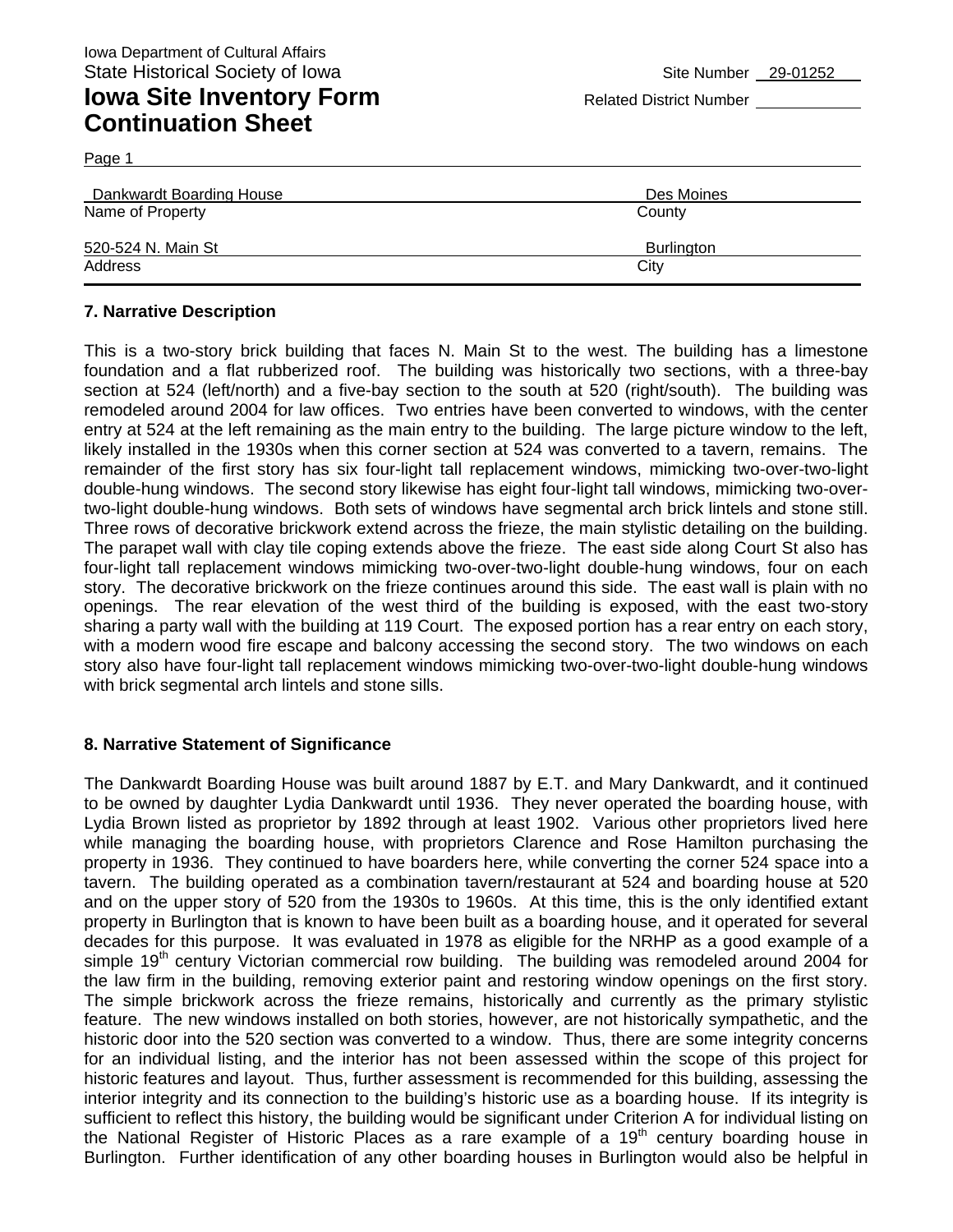Iowa Department of Cultural Affairs
State Historical Society of Iowa

# Iowa Site Inventory Form Continuation Sheet

Site Number 29-01252
Related District Number

Page 1

| Dankwardt Boarding House | Des Moines |
|---|---|
| Name of Property | County |
| 520-524 N. Main St | Burlington |
| Address | City |

## 7. Narrative Description

This is a two-story brick building that faces N. Main St to the west. The building has a limestone foundation and a flat rubberized roof. The building was historically two sections, with a three-bay section at 524 (left/north) and a five-bay section to the south at 520 (right/south). The building was remodeled around 2004 for law offices. Two entries have been converted to windows, with the center entry at 524 at the left remaining as the main entry to the building. The large picture window to the left, likely installed in the 1930s when this corner section at 524 was converted to a tavern, remains. The remainder of the first story has six four-light tall replacement windows, mimicking two-over-two-light double-hung windows. The second story likewise has eight four-light tall windows, mimicking two-over-two-light double-hung windows. Both sets of windows have segmental arch brick lintels and stone still. Three rows of decorative brickwork extend across the frieze, the main stylistic detailing on the building. The parapet wall with clay tile coping extends above the frieze. The east side along Court St also has four-light tall replacement windows mimicking two-over-two-light double-hung windows, four on each story. The decorative brickwork on the frieze continues around this side. The east wall is plain with no openings. The rear elevation of the west third of the building is exposed, with the east two-story sharing a party wall with the building at 119 Court. The exposed portion has a rear entry on each story, with a modern wood fire escape and balcony accessing the second story. The two windows on each story also have four-light tall replacement windows mimicking two-over-two-light double-hung windows with brick segmental arch lintels and stone sills.

## 8. Narrative Statement of Significance

The Dankwardt Boarding House was built around 1887 by E.T. and Mary Dankwardt, and it continued to be owned by daughter Lydia Dankwardt until 1936. They never operated the boarding house, with Lydia Brown listed as proprietor by 1892 through at least 1902. Various other proprietors lived here while managing the boarding house, with proprietors Clarence and Rose Hamilton purchasing the property in 1936. They continued to have boarders here, while converting the corner 524 space into a tavern. The building operated as a combination tavern/restaurant at 524 and boarding house at 520 and on the upper story of 520 from the 1930s to 1960s. At this time, this is the only identified extant property in Burlington that is known to have been built as a boarding house, and it operated for several decades for this purpose. It was evaluated in 1978 as eligible for the NRHP as a good example of a simple 19th century Victorian commercial row building. The building was remodeled around 2004 for the law firm in the building, removing exterior paint and restoring window openings on the first story. The simple brickwork across the frieze remains, historically and currently as the primary stylistic feature. The new windows installed on both stories, however, are not historically sympathetic, and the historic door into the 520 section was converted to a window. Thus, there are some integrity concerns for an individual listing, and the interior has not been assessed within the scope of this project for historic features and layout. Thus, further assessment is recommended for this building, assessing the interior integrity and its connection to the building's historic use as a boarding house. If its integrity is sufficient to reflect this history, the building would be significant under Criterion A for individual listing on the National Register of Historic Places as a rare example of a 19th century boarding house in Burlington. Further identification of any other boarding houses in Burlington would also be helpful in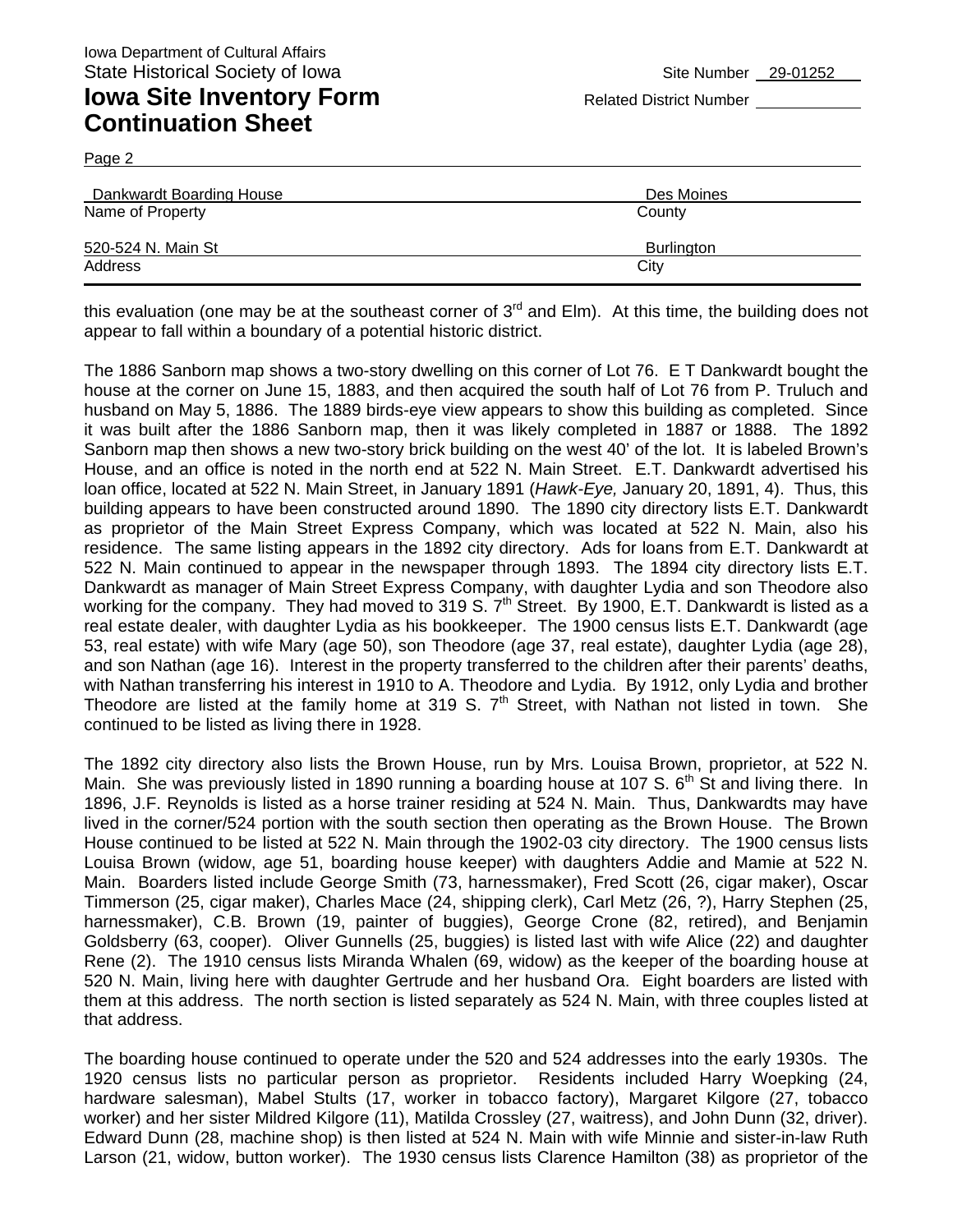Dankwardt Boarding House — Des Moines
Name of Property — County

520-524 N. Main St — Burlington
Address — City

this evaluation (one may be at the southeast corner of 3rd and Elm). At this time, the building does not appear to fall within a boundary of a potential historic district.

The 1886 Sanborn map shows a two-story dwelling on this corner of Lot 76. E T Dankwardt bought the house at the corner on June 15, 1883, and then acquired the south half of Lot 76 from P. Truluch and husband on May 5, 1886. The 1889 birds-eye view appears to show this building as completed. Since it was built after the 1886 Sanborn map, then it was likely completed in 1887 or 1888. The 1892 Sanborn map then shows a new two-story brick building on the west 40' of the lot. It is labeled Brown's House, and an office is noted in the north end at 522 N. Main Street. E.T. Dankwardt advertised his loan office, located at 522 N. Main Street, in January 1891 (*Hawk-Eye,* January 20, 1891, 4). Thus, this building appears to have been constructed around 1890. The 1890 city directory lists E.T. Dankwardt as proprietor of the Main Street Express Company, which was located at 522 N. Main, also his residence. The same listing appears in the 1892 city directory. Ads for loans from E.T. Dankwardt at 522 N. Main continued to appear in the newspaper through 1893. The 1894 city directory lists E.T. Dankwardt as manager of Main Street Express Company, with daughter Lydia and son Theodore also working for the company. They had moved to 319 S. 7th Street. By 1900, E.T. Dankwardt is listed as a real estate dealer, with daughter Lydia as his bookkeeper. The 1900 census lists E.T. Dankwardt (age 53, real estate) with wife Mary (age 50), son Theodore (age 37, real estate), daughter Lydia (age 28), and son Nathan (age 16). Interest in the property transferred to the children after their parents' deaths, with Nathan transferring his interest in 1910 to A. Theodore and Lydia. By 1912, only Lydia and brother Theodore are listed at the family home at 319 S. 7th Street, with Nathan not listed in town. She continued to be listed as living there in 1928.

The 1892 city directory also lists the Brown House, run by Mrs. Louisa Brown, proprietor, at 522 N. Main. She was previously listed in 1890 running a boarding house at 107 S. 6th St and living there. In 1896, J.F. Reynolds is listed as a horse trainer residing at 524 N. Main. Thus, Dankwardts may have lived in the corner/524 portion with the south section then operating as the Brown House. The Brown House continued to be listed at 522 N. Main through the 1902-03 city directory. The 1900 census lists Louisa Brown (widow, age 51, boarding house keeper) with daughters Addie and Mamie at 522 N. Main. Boarders listed include George Smith (73, harnessmaker), Fred Scott (26, cigar maker), Oscar Timmerson (25, cigar maker), Charles Mace (24, shipping clerk), Carl Metz (26, ?), Harry Stephen (25, harnessmaker), C.B. Brown (19, painter of buggies), George Crone (82, retired), and Benjamin Goldsberry (63, cooper). Oliver Gunnells (25, buggies) is listed last with wife Alice (22) and daughter Rene (2). The 1910 census lists Miranda Whalen (69, widow) as the keeper of the boarding house at 520 N. Main, living here with daughter Gertrude and her husband Ora. Eight boarders are listed with them at this address. The north section is listed separately as 524 N. Main, with three couples listed at that address.

The boarding house continued to operate under the 520 and 524 addresses into the early 1930s. The 1920 census lists no particular person as proprietor. Residents included Harry Woepking (24, hardware salesman), Mabel Stults (17, worker in tobacco factory), Margaret Kilgore (27, tobacco worker) and her sister Mildred Kilgore (11), Matilda Crossley (27, waitress), and John Dunn (32, driver). Edward Dunn (28, machine shop) is then listed at 524 N. Main with wife Minnie and sister-in-law Ruth Larson (21, widow, button worker). The 1930 census lists Clarence Hamilton (38) as proprietor of the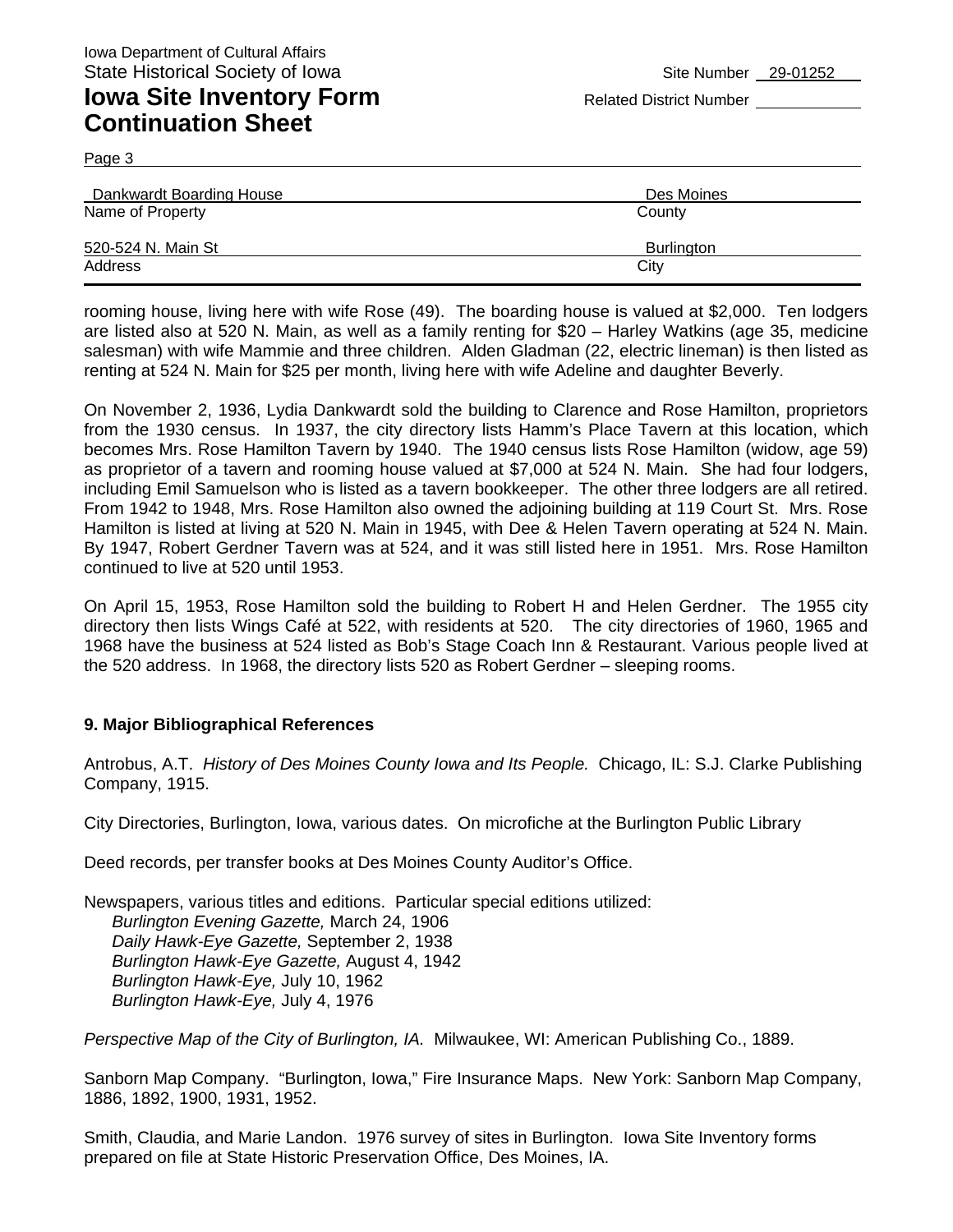Iowa Department of Cultural Affairs
State Historical Society of Iowa

Site Number 29-01252

# Iowa Site Inventory Form Continuation Sheet

Related District Number

| Dankwardt Boarding House | Des Moines |
|---|---|
| Name of Property | County |
| 520-524 N. Main St | Burlington |
| Address | City |

rooming house, living here with wife Rose (49). The boarding house is valued at $2,000. Ten lodgers are listed also at 520 N. Main, as well as a family renting for $20 – Harley Watkins (age 35, medicine salesman) with wife Mammie and three children. Alden Gladman (22, electric lineman) is then listed as renting at 524 N. Main for $25 per month, living here with wife Adeline and daughter Beverly.

On November 2, 1936, Lydia Dankwardt sold the building to Clarence and Rose Hamilton, proprietors from the 1930 census. In 1937, the city directory lists Hamm's Place Tavern at this location, which becomes Mrs. Rose Hamilton Tavern by 1940. The 1940 census lists Rose Hamilton (widow, age 59) as proprietor of a tavern and rooming house valued at $7,000 at 524 N. Main. She had four lodgers, including Emil Samuelson who is listed as a tavern bookkeeper. The other three lodgers are all retired. From 1942 to 1948, Mrs. Rose Hamilton also owned the adjoining building at 119 Court St. Mrs. Rose Hamilton is listed at living at 520 N. Main in 1945, with Dee & Helen Tavern operating at 524 N. Main. By 1947, Robert Gerdner Tavern was at 524, and it was still listed here in 1951. Mrs. Rose Hamilton continued to live at 520 until 1953.

On April 15, 1953, Rose Hamilton sold the building to Robert H and Helen Gerdner. The 1955 city directory then lists Wings Café at 522, with residents at 520. The city directories of 1960, 1965 and 1968 have the business at 524 listed as Bob's Stage Coach Inn & Restaurant. Various people lived at the 520 address. In 1968, the directory lists 520 as Robert Gerdner – sleeping rooms.

## 9. Major Bibliographical References

Antrobus, A.T. *History of Des Moines County Iowa and Its People.* Chicago, IL: S.J. Clarke Publishing Company, 1915.

City Directories, Burlington, Iowa, various dates. On microfiche at the Burlington Public Library

Deed records, per transfer books at Des Moines County Auditor's Office.

Newspapers, various titles and editions. Particular special editions utilized:
*Burlington Evening Gazette,* March 24, 1906
*Daily Hawk-Eye Gazette,* September 2, 1938
*Burlington Hawk-Eye Gazette,* August 4, 1942
*Burlington Hawk-Eye,* July 10, 1962
*Burlington Hawk-Eye,* July 4, 1976

*Perspective Map of the City of Burlington, IA.* Milwaukee, WI: American Publishing Co., 1889.

Sanborn Map Company. "Burlington, Iowa," Fire Insurance Maps. New York: Sanborn Map Company, 1886, 1892, 1900, 1931, 1952.

Smith, Claudia, and Marie Landon. 1976 survey of sites in Burlington. Iowa Site Inventory forms prepared on file at State Historic Preservation Office, Des Moines, IA.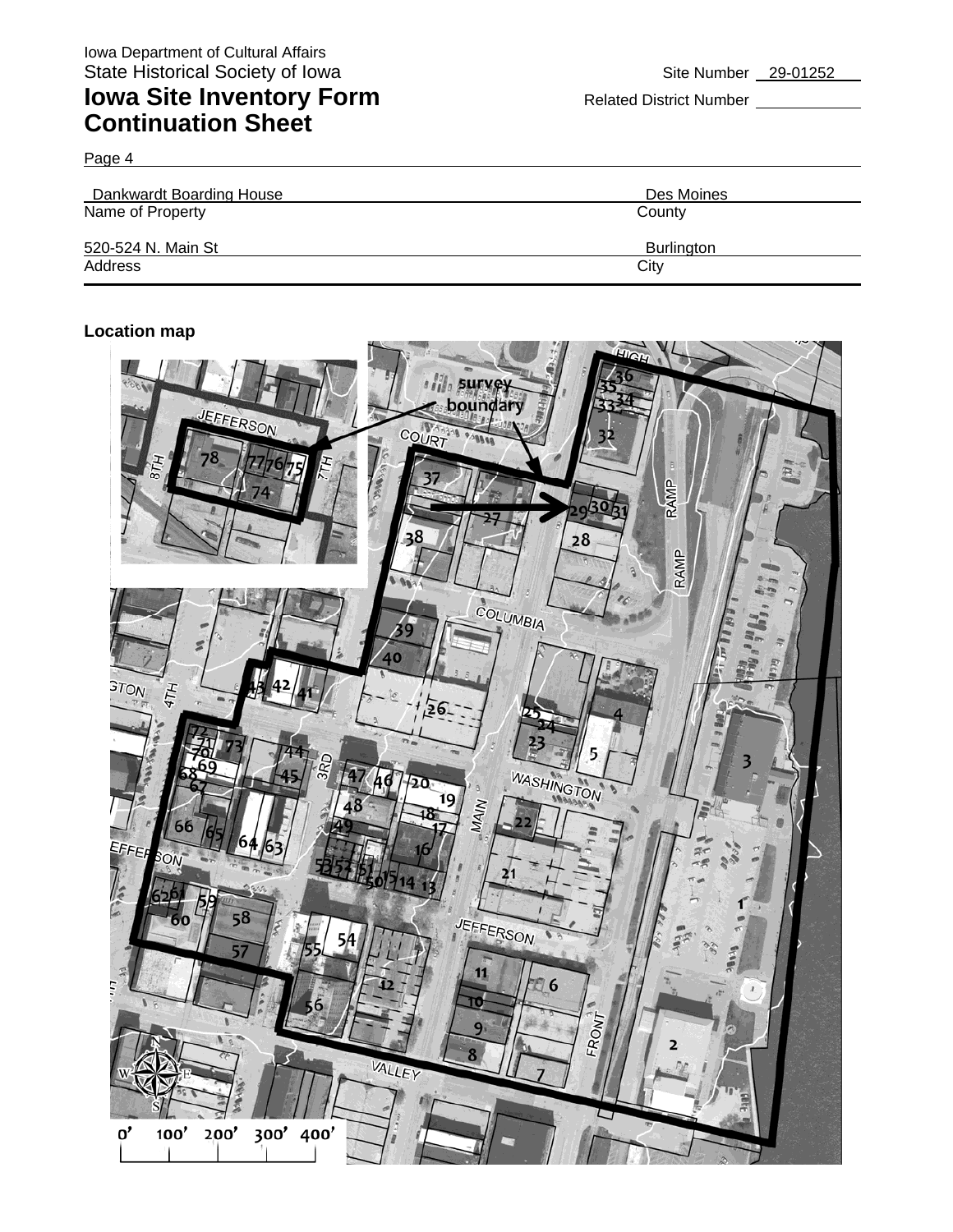Iowa Department of Cultural Affairs
State Historical Society of Iowa

# Iowa Site Inventory Form
# Continuation Sheet

Site Number 29-01252

Related District Number

Page 4

| Dankwardt Boarding House | Des Moines |
|---|---|
| Name of Property | County |
| 520-524 N. Main St | Burlington |
| Address | City |

**Location map**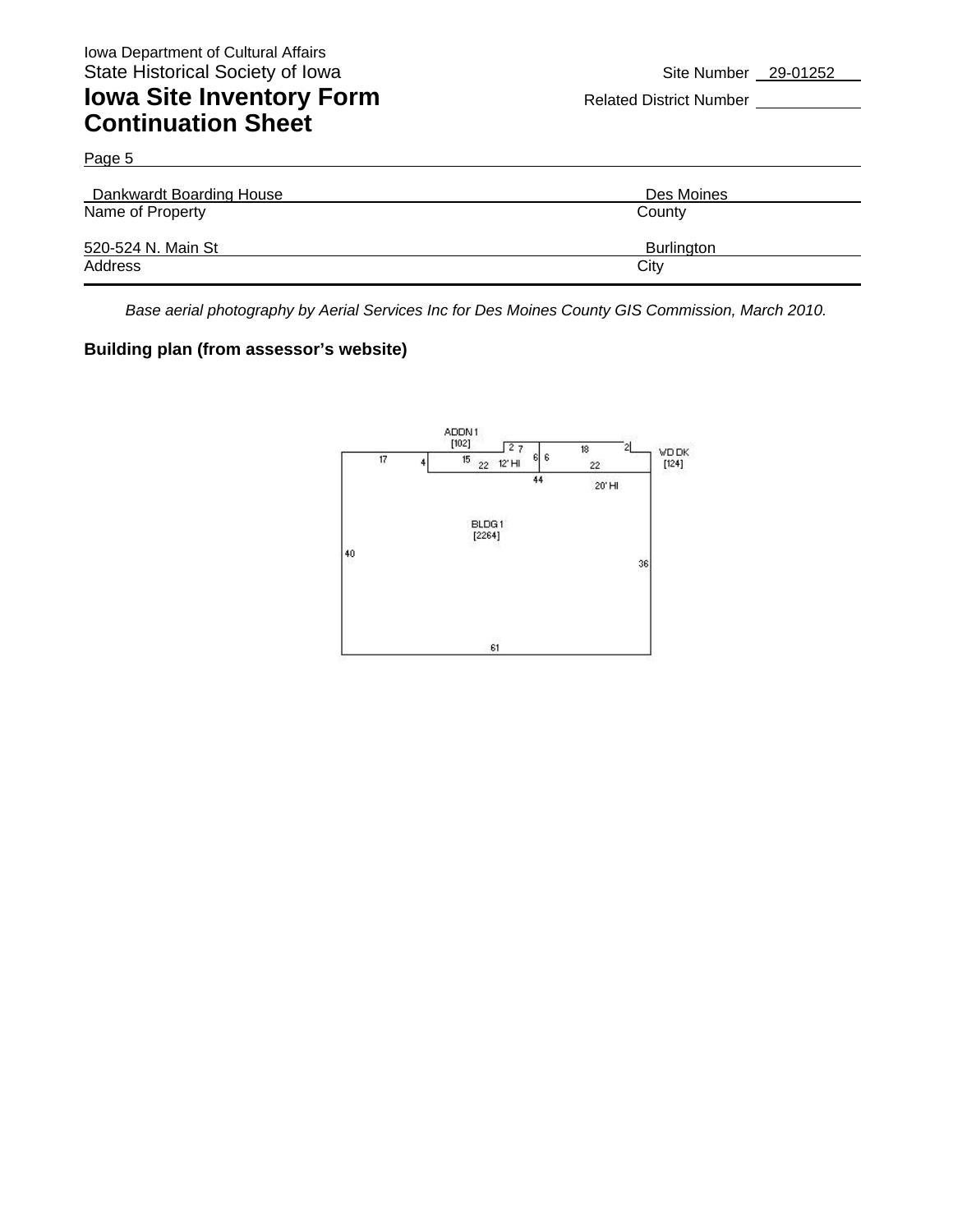Iowa Department of Cultural Affairs
State Historical Society of Iowa

# Iowa Site Inventory Form Continuation Sheet

Site Number 29-01252
Related District Number

Page 5

| Dankwardt Boarding House | Des Moines |
|---|---|
| Name of Property | County |
| 520-524 N. Main St | Burlington |
| Address | City |

*Base aerial photography by Aerial Services Inc for Des Moines County GIS Commission, March 2010.*

**Building plan (from assessor's website)**

ADDN 1 [102]
2 7
18
2
WD DK [124]
17
4
15
22
12' HI
6 6
22
44
20' HI
BLDG 1 [2264]
40
36
61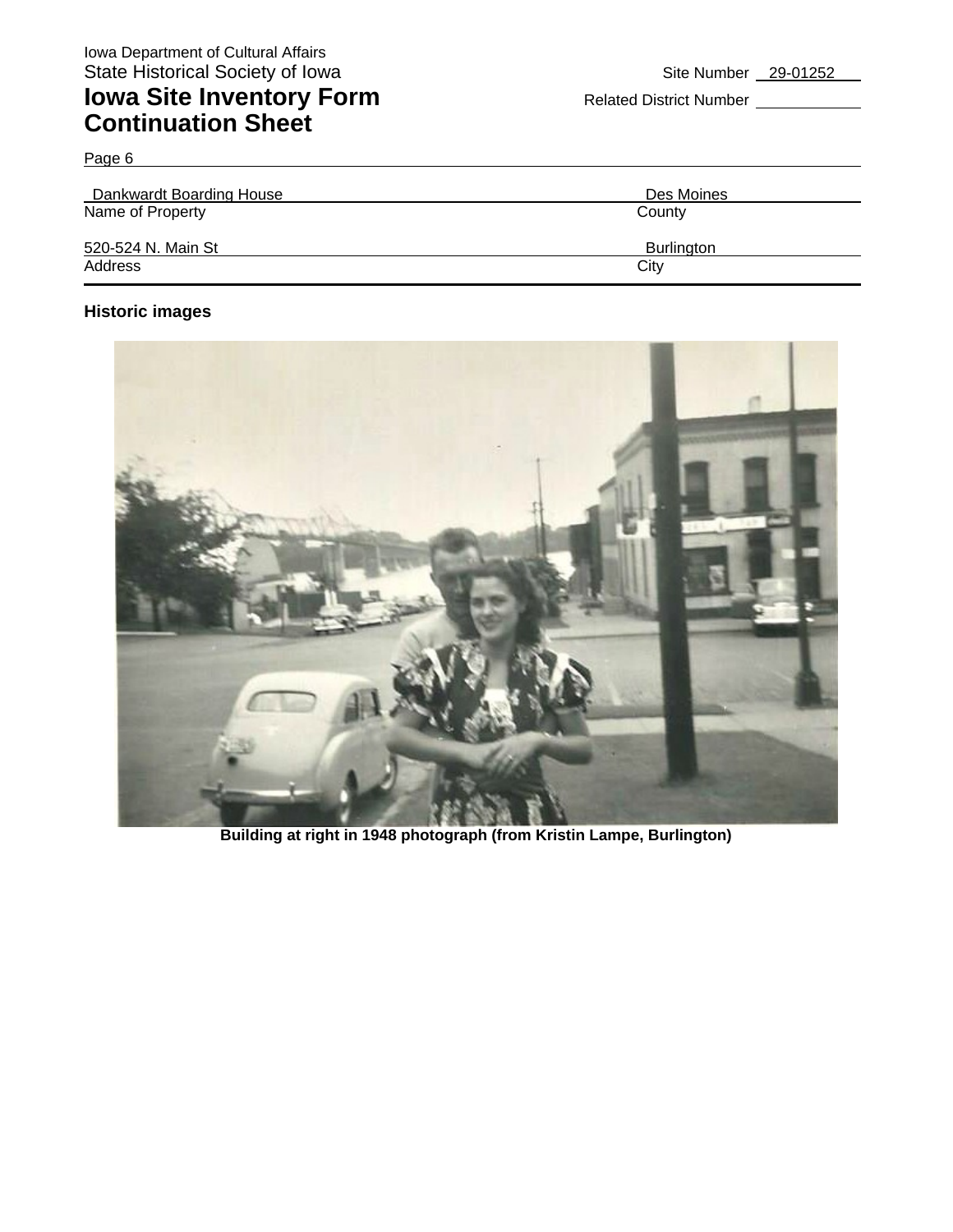Iowa Department of Cultural Affairs
State Historical Society of Iowa

# Iowa Site Inventory Form Continuation Sheet

Site Number 29-01252

Related District Number

Page 6

| Name of Property | County |
| --- | --- |
| Dankwardt Boarding House | Des Moines |

| Address | City |
| --- | --- |
| 520-524 N. Main St | Burlington |

**Historic images**

**Building at right in 1948 photograph (from Kristin Lampe, Burlington)**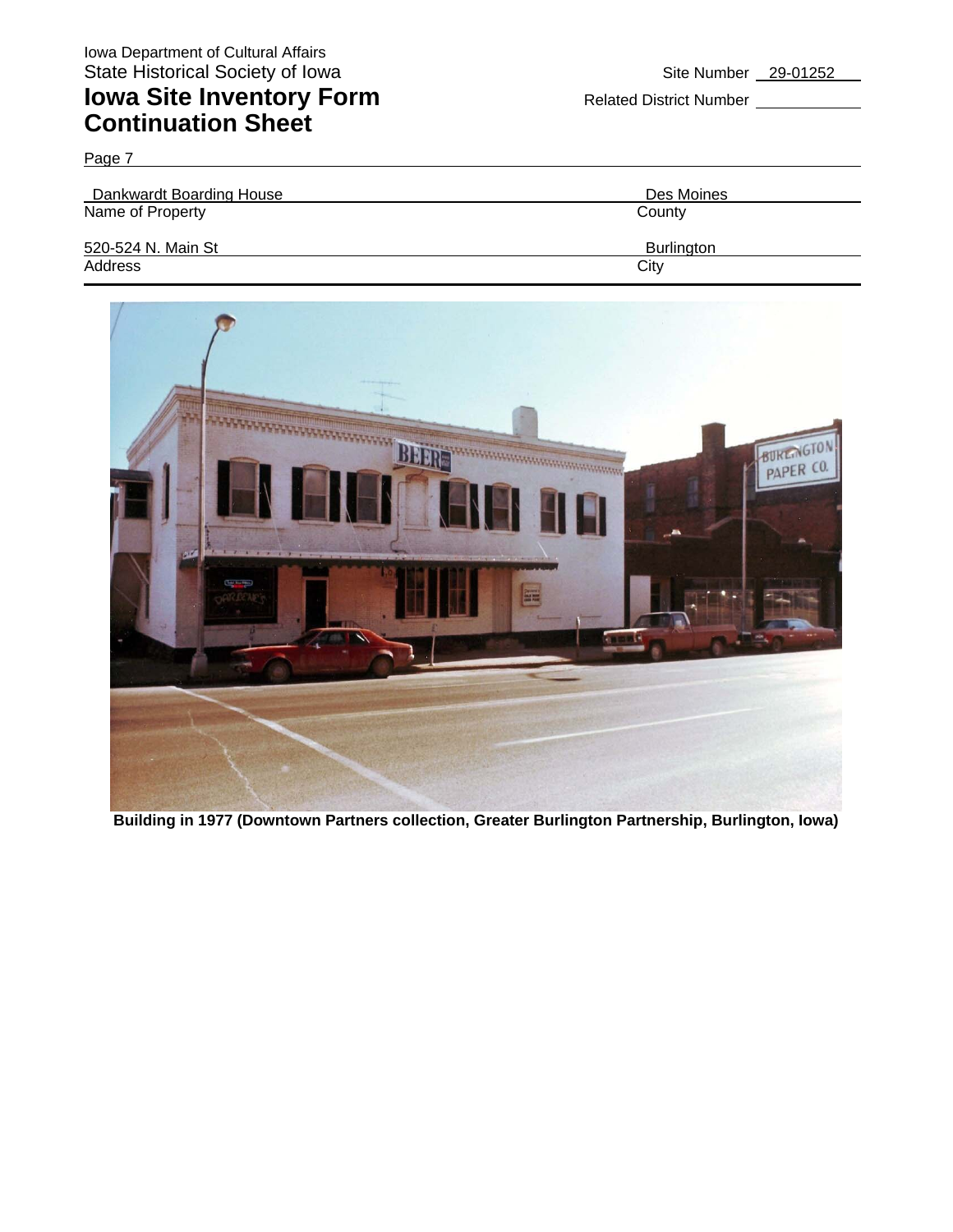Iowa Department of Cultural Affairs
State Historical Society of Iowa

# Iowa Site Inventory Form
## Continuation Sheet

Site Number 29-01252

Related District Number

Page 7

| Dankwardt Boarding House | Des Moines |
|---|---|
| Name of Property | County |
| 520-524 N. Main St | Burlington |
| Address | City |

**Building in 1977 (Downtown Partners collection, Greater Burlington Partnership, Burlington, Iowa)**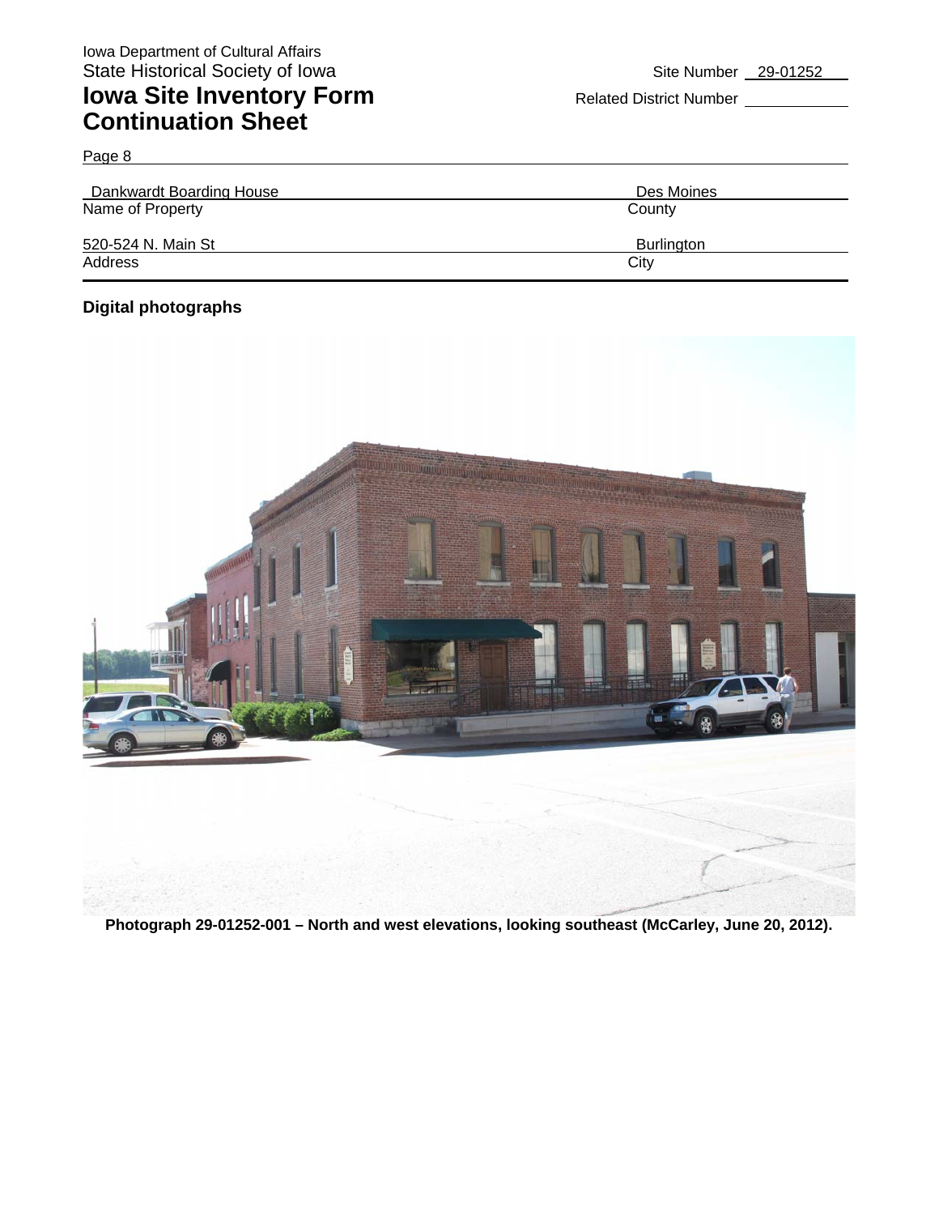Iowa Department of Cultural Affairs
State Historical Society of Iowa

# Iowa Site Inventory Form
# Continuation Sheet

Site Number 29-01252

Related District Number

Page 8

| Dankwardt Boarding House | Des Moines |
|---|---|
| Name of Property | County |
| 520-524 N. Main St | Burlington |
| Address | City |

### Digital photographs

**Photograph 29-01252-001 – North and west elevations, looking southeast (McCarley, June 20, 2012).**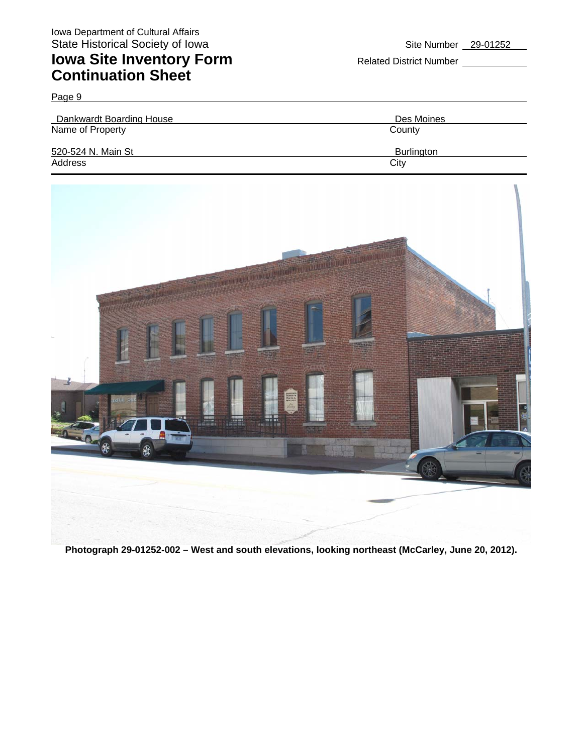Iowa Department of Cultural Affairs
State Historical Society of Iowa

# Iowa Site Inventory Form Continuation Sheet

Site Number 29-01252

Related District Number

Page 9

| Dankwardt Boarding House | Des Moines |
|---|---|
| Name of Property | County |
| 520-524 N. Main St | Burlington |
| Address | City |

**Photograph 29-01252-002 – West and south elevations, looking northeast (McCarley, June 20, 2012).**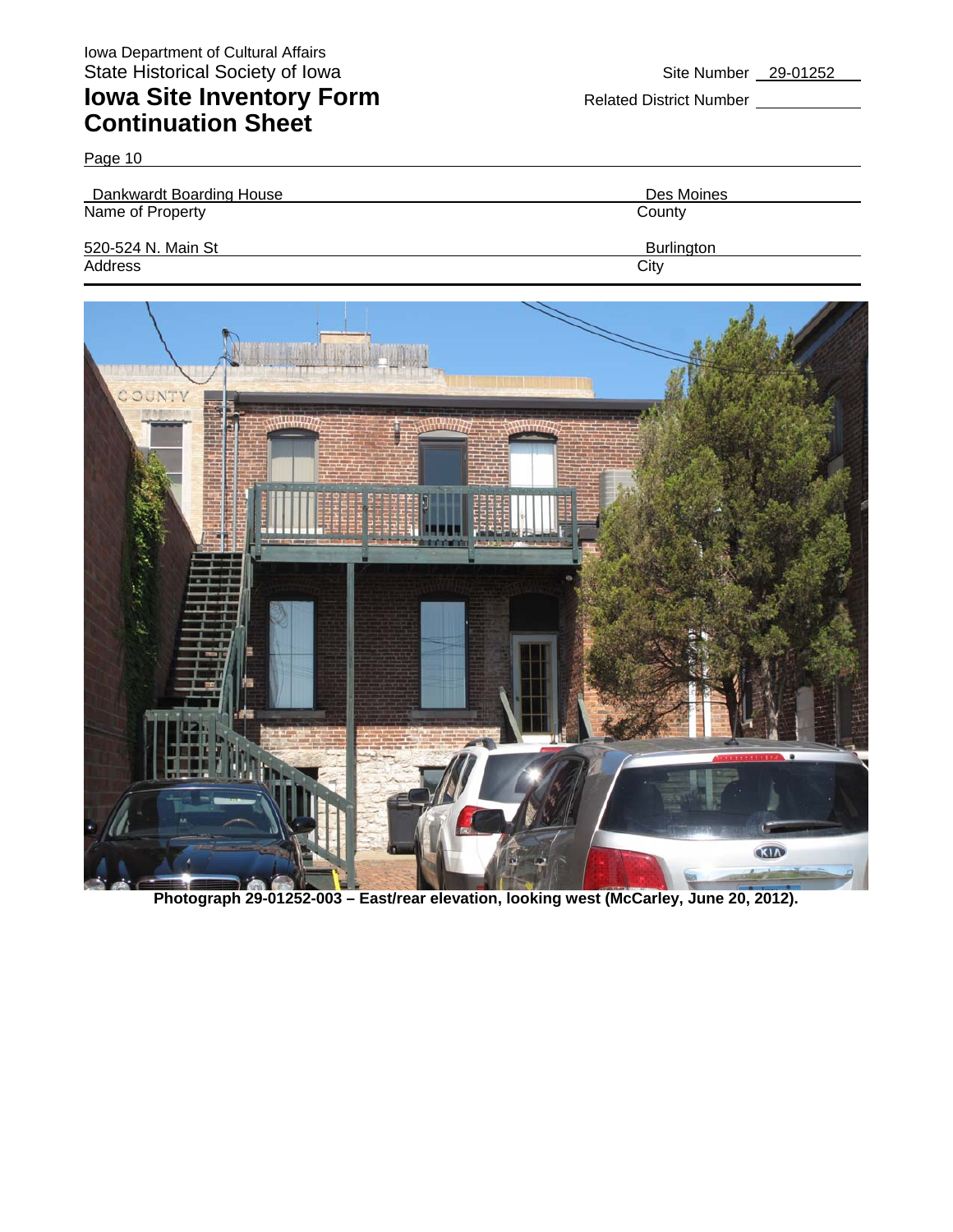Iowa Department of Cultural Affairs
State Historical Society of Iowa

# Iowa Site Inventory Form Continuation Sheet

Site Number 29-01252

Related District Number

Page 10

| | |
|---|---|
| Dankwardt Boarding House | Des Moines |
| Name of Property | County |
| 520-524 N. Main St | Burlington |
| Address | City |

**Photograph 29-01252-003 – East/rear elevation, looking west (McCarley, June 20, 2012).**